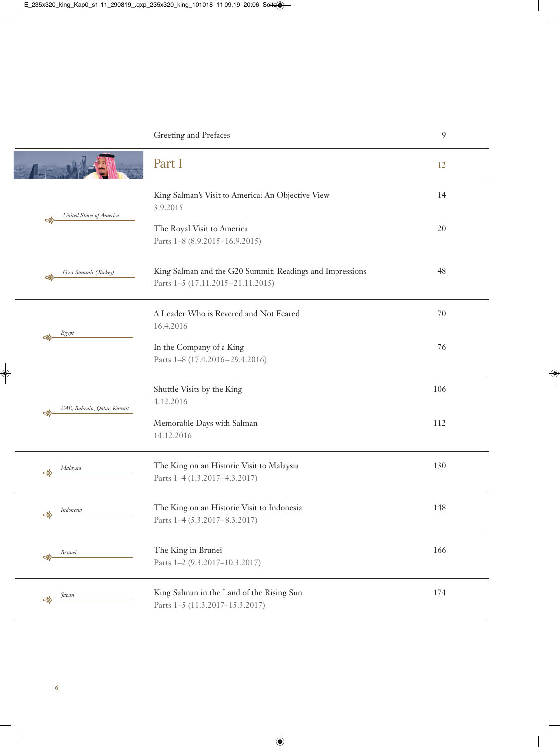| | | |
|---|---|---|
| | Greeting and Prefaces | 9 |
| | **Part I** | 12 |
| *United States of America* | King Salman's Visit to America: An Objective View<br>3.9.2015 | 14 |
| | The Royal Visit to America<br>Parts 1–8 (8.9.2015–16.9.2015) | 20 |
| *G20 Summit (Turkey)* | King Salman and the G20 Summit: Readings and Impressions<br>Parts 1–5 (17.11.2015–21.11.2015) | 48 |
| *Egypt* | A Leader Who is Revered and Not Feared<br>16.4.2016 | 70 |
| | In the Company of a King<br>Parts 1–8 (17.4.2016–29.4.2016) | 76 |
| *VAE, Bahrain, Qatar, Kuwait* | Shuttle Visits by the King<br>4.12.2016 | 106 |
| | Memorable Days with Salman<br>14.12.2016 | 112 |
| *Malaysia* | The King on an Historic Visit to Malaysia<br>Parts 1–4 (1.3.2017–4.3.2017) | 130 |
| *Indonesia* | The King on an Historic Visit to Indonesia<br>Parts 1–4 (5.3.2017–8.3.2017) | 148 |
| *Brunei* | The King in Brunei<br>Parts 1–2 (9.3.2017–10.3.2017) | 166 |
| *Japan* | King Salman in the Land of the Rising Sun<br>Parts 1–5 (11.3.2017–15.3.2017) | 174 |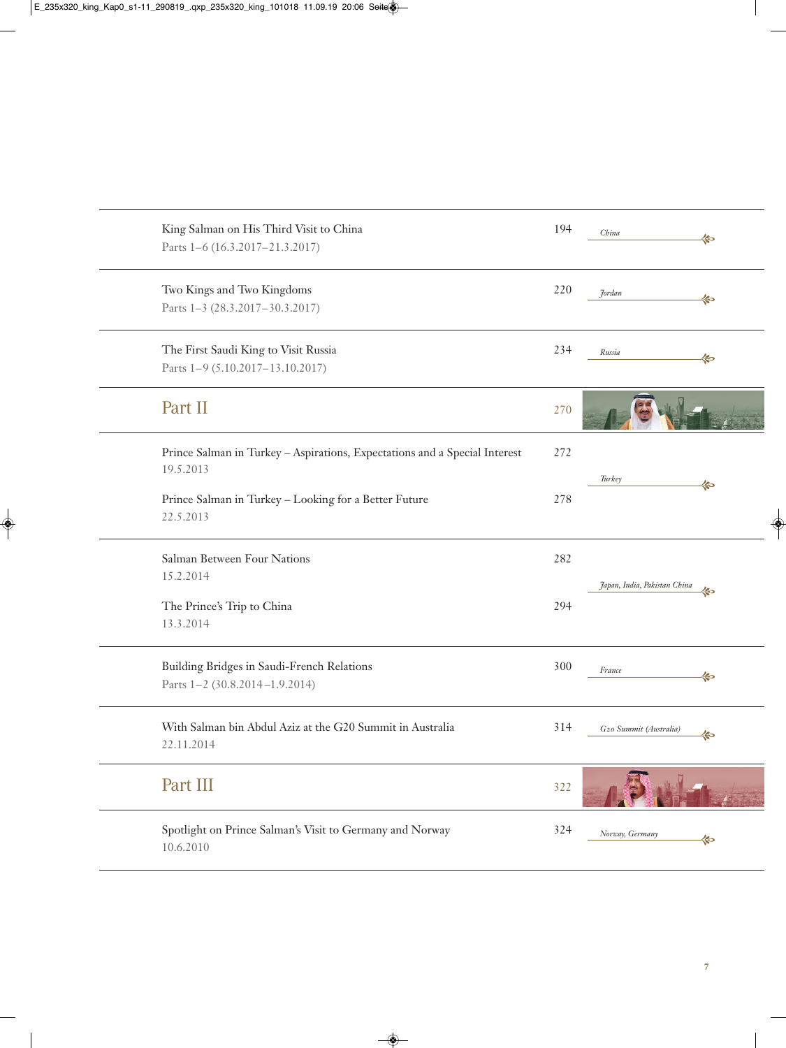| | | |
|---|---|---|
| King Salman on His Third Visit to China<br>Parts 1–6 (16.3.2017–21.3.2017) | 194 | *China* |
| Two Kings and Two Kingdoms<br>Parts 1–3 (28.3.2017–30.3.2017) | 220 | *Jordan* |
| The First Saudi King to Visit Russia<br>Parts 1–9 (5.10.2017–13.10.2017) | 234 | *Russia* |
| **Part II** | 270 | |
| Prince Salman in Turkey – Aspirations, Expectations and a Special Interest<br>19.5.2013 | 272 | *Turkey* |
| Prince Salman in Turkey – Looking for a Better Future<br>22.5.2013 | 278 | |
| Salman Between Four Nations<br>15.2.2014 | 282 | *Japan, India, Pakistan China* |
| The Prince's Trip to China<br>13.3.2014 | 294 | |
| Building Bridges in Saudi-French Relations<br>Parts 1–2 (30.8.2014–1.9.2014) | 300 | *France* |
| With Salman bin Abdul Aziz at the G20 Summit in Australia<br>22.11.2014 | 314 | *G20 Summit (Australia)* |
| **Part III** | 322 | |
| Spotlight on Prince Salman's Visit to Germany and Norway<br>10.6.2010 | 324 | *Norway, Germany* |